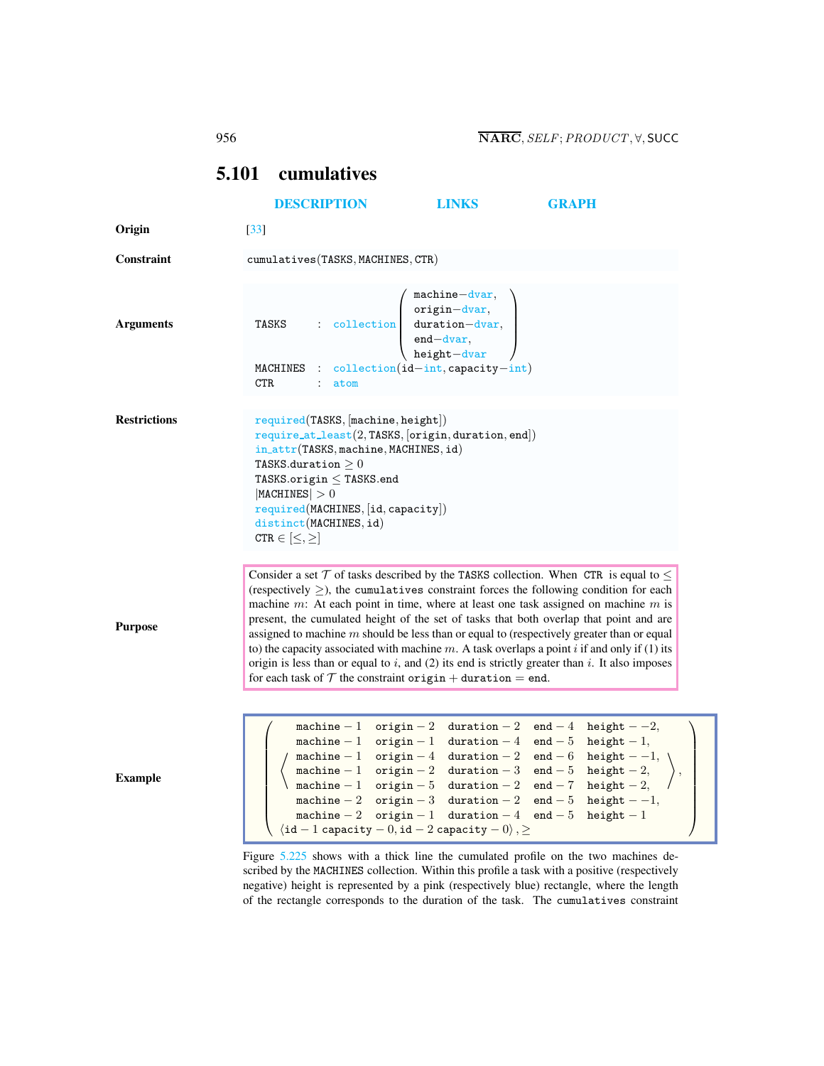## 5.101 cumulatives

DESCRIPTION LINKS GRAPH

**Origin** [33]

**Constraint**

```
cumulatives(TASKS, MACHINES, CTR)
```

**Arguments**

```
TASKS    : collection( machine-dvar,
                       origin-dvar,
                       duration-dvar,
                       end-dvar,
                       height-dvar )
MACHINES : collection(id-int, capacity-int)
CTR      : atom
```

**Restrictions**

```
required(TASKS, [machine, height])
require_at_least(2, TASKS, [origin, duration, end])
in_attr(TASKS, machine, MACHINES, id)
TASKS.duration ≥ 0
TASKS.origin ≤ TASKS.end
|MACHINES| > 0
required(MACHINES, [id, capacity])
distinct(MACHINES, id)
CTR ∈ [≤, ≥]
```

**Purpose**

Consider a set $\mathcal{T}$ of tasks described by the TASKS collection. When CTR is equal to $\leq$ (respectively $\geq$), the cumulatives constraint forces the following condition for each machine $m$: At each point in time, where at least one task assigned on machine $m$ is present, the cumulated height of the set of tasks that both overlap that point and are assigned to machine $m$ should be less than or equal to (respectively greater than or equal to) the capacity associated with machine $m$. A task overlaps a point $i$ if and only if (1) its origin is less than or equal to $i$, and (2) its end is strictly greater than $i$. It also imposes for each task of $\mathcal{T}$ the constraint origin + duration = end.

**Example**

```
(
  ⟨ machine-1 origin-2 duration-2 end-4 height- -2,
    machine-1 origin-1 duration-4 end-5 height-1,
    machine-1 origin-4 duration-2 end-6 height- -1,
    machine-1 origin-2 duration-3 end-5 height-2,
    machine-1 origin-5 duration-2 end-7 height-2,
    machine-2 origin-3 duration-2 end-5 height- -1,
    machine-2 origin-1 duration-4 end-5 height-1 ⟩,
  ⟨id-1 capacity-0, id-2 capacity-0⟩, ≥
)
```

Figure 5.225 shows with a thick line the cumulated profile on the two machines described by the MACHINES collection. Within this profile a task with a positive (respectively negative) height is represented by a pink (respectively blue) rectangle, where the length of the rectangle corresponds to the duration of the task. The cumulatives constraint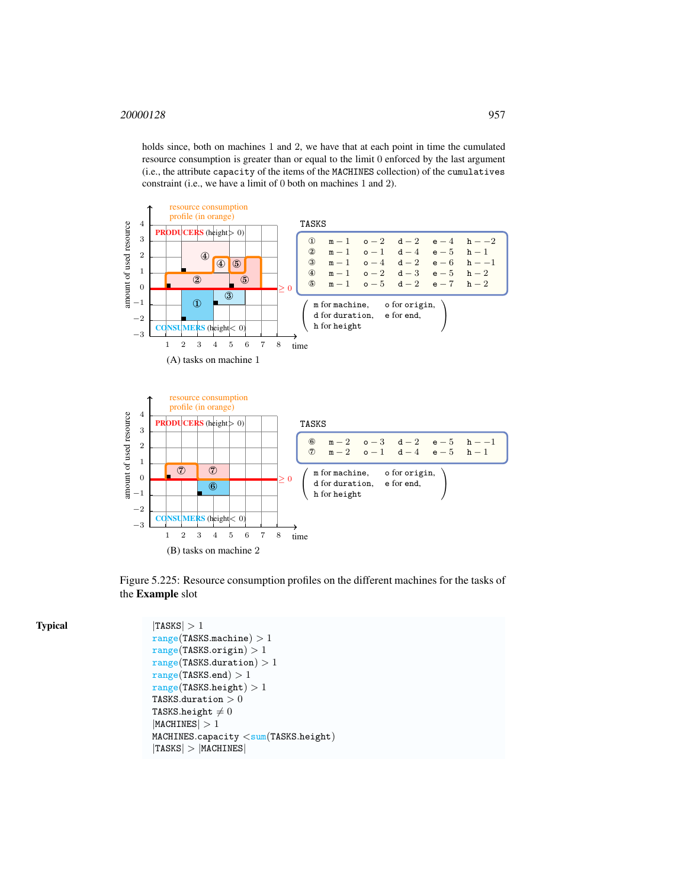holds since, both on machines 1 and 2, we have that at each point in time the cumulated resource consumption is greater than or equal to the limit 0 enforced by the last argument (i.e., the attribute `capacity` of the items of the `MACHINES` collection) of the `cumulatives` constraint (i.e., we have a limit of 0 both on machines 1 and 2).

TASKS

| | m | o | d | e | h |
|---|---|---|---|---|---|
| ① | m − 1 | o − 2 | d − 2 | e − 4 | h − −2 |
| ② | m − 1 | o − 1 | d − 4 | e − 5 | h − 1 |
| ③ | m − 1 | o − 4 | d − 2 | e − 6 | h − −1 |
| ④ | m − 1 | o − 2 | d − 3 | e − 5 | h − 2 |
| ⑤ | m − 1 | o − 5 | d − 2 | e − 7 | h − 2 |

(m for machine, o for origin, d for duration, e for end, h for height)

(A) tasks on machine 1

TASKS

| | m | o | d | e | h |
|---|---|---|---|---|---|
| ⑥ | m − 2 | o − 3 | d − 2 | e − 5 | h − −1 |
| ⑦ | m − 2 | o − 1 | d − 4 | e − 5 | h − 1 |

(m for machine, o for origin, d for duration, e for end, h for height)

(B) tasks on machine 2

Figure 5.225: Resource consumption profiles on the different machines for the tasks of the **Example** slot

**Typical**

$|$TASKS$| > 1$
range(TASKS.machine) $> 1$
range(TASKS.origin) $> 1$
range(TASKS.duration) $> 1$
range(TASKS.end) $> 1$
range(TASKS.height) $> 1$
TASKS.duration $> 0$
TASKS.height $\neq 0$
$|$MACHINES$| > 1$
MACHINES.capacity $<$ sum(TASKS.height)
$|$TASKS$| > |$MACHINES$|$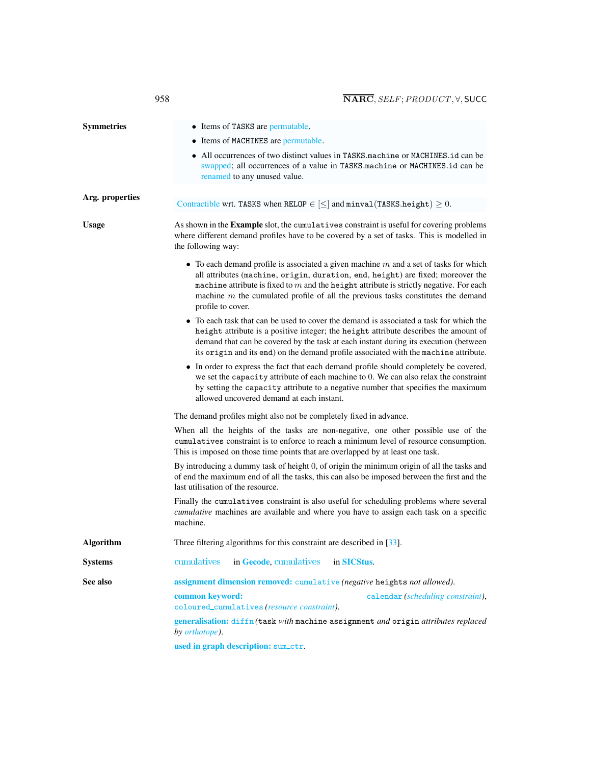**Symmetries**

- Items of TASKS are permutable.
- Items of MACHINES are permutable.
- All occurrences of two distinct values in TASKS.machine or MACHINES.id can be swapped; all occurrences of a value in TASKS.machine or MACHINES.id can be renamed to any unused value.

**Arg. properties**

Contractible wrt. TASKS when RELOP $\in [\leq]$ and minval(TASKS.height) $\geq 0$.

**Usage**

As shown in the **Example** slot, the cumulatives constraint is useful for covering problems where different demand profiles have to be covered by a set of tasks. This is modelled in the following way:

- To each demand profile is associated a given machine $m$ and a set of tasks for which all attributes (machine, origin, duration, end, height) are fixed; moreover the machine attribute is fixed to $m$ and the height attribute is strictly negative. For each machine $m$ the cumulated profile of all the previous tasks constitutes the demand profile to cover.
- To each task that can be used to cover the demand is associated a task for which the height attribute is a positive integer; the height attribute describes the amount of demand that can be covered by the task at each instant during its execution (between its origin and its end) on the demand profile associated with the machine attribute.
- In order to express the fact that each demand profile should completely be covered, we set the capacity attribute of each machine to $0$. We can also relax the constraint by setting the capacity attribute to a negative number that specifies the maximum allowed uncovered demand at each instant.

The demand profiles might also not be completely fixed in advance.

When all the heights of the tasks are non-negative, one other possible use of the cumulatives constraint is to enforce to reach a minimum level of resource consumption. This is imposed on those time points that are overlapped by at least one task.

By introducing a dummy task of height $0$, of origin the minimum origin of all the tasks and of end the maximum end of all the tasks, this can also be imposed between the first and the last utilisation of the resource.

Finally the cumulatives constraint is also useful for scheduling problems where several *cumulative* machines are available and where you have to assign each task on a specific machine.

**Algorithm**

Three filtering algorithms for this constraint are described in [33].

**Systems**

cumulatives in **Gecode**, cumulatives in **SICStus**.

**See also**

**assignment dimension removed:** cumulative *(negative* heights *not allowed)*.

**common keyword:** calendar *(scheduling constraint)*, coloured_cumulatives *(resource constraint)*.

**generalisation:** diffn *(*task *with* machine assignment *and* origin *attributes replaced by orthotope)*.

**used in graph description:** sum_ctr.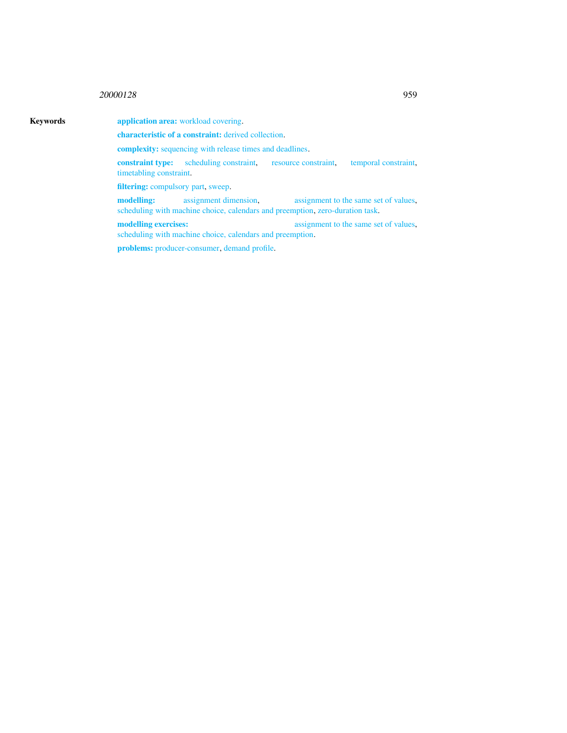**Keywords**

**application area:** workload covering.

**characteristic of a constraint:** derived collection.

**complexity:** sequencing with release times and deadlines.

**constraint type:** scheduling constraint, resource constraint, temporal constraint, timetabling constraint.

**filtering:** compulsory part, sweep.

**modelling:** assignment dimension, assignment to the same set of values, scheduling with machine choice, calendars and preemption, zero-duration task.

**modelling exercises:** assignment to the same set of values, scheduling with machine choice, calendars and preemption.

**problems:** producer-consumer, demand profile.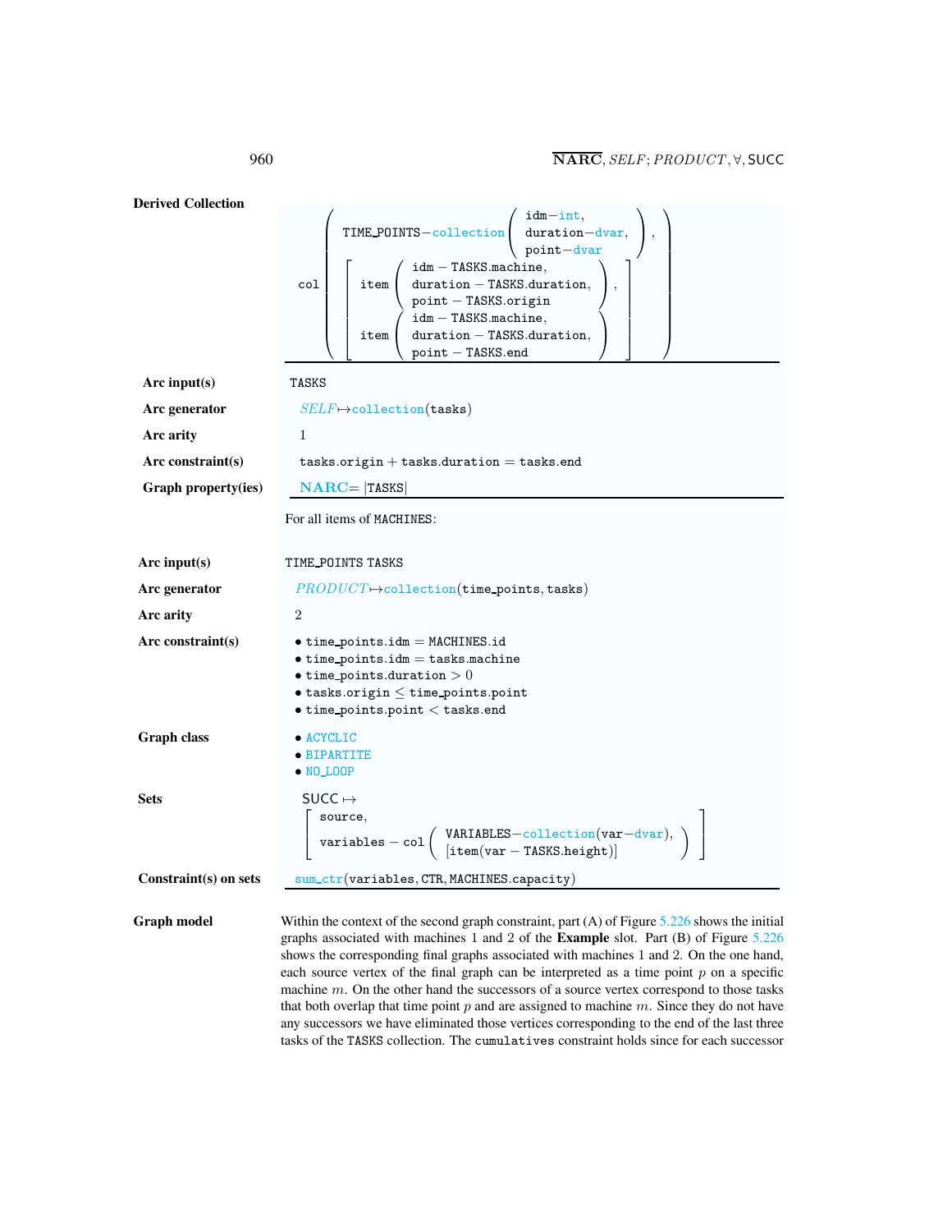**Derived Collection**

$$\text{col}\left(\begin{array}{l}\text{TIME\_POINTS}-\text{collection}\left(\begin{array}{l}\text{idm}-\text{int},\\ \text{duration}-\text{dvar},\\ \text{point}-\text{dvar}\end{array}\right),\\ \left[\begin{array}{l}\text{item}\left(\begin{array}{l}\text{idm}-\text{TASKS.machine},\\ \text{duration}-\text{TASKS.duration},\\ \text{point}-\text{TASKS.origin}\end{array}\right),\\ \text{item}\left(\begin{array}{l}\text{idm}-\text{TASKS.machine},\\ \text{duration}-\text{TASKS.duration},\\ \text{point}-\text{TASKS.end}\end{array}\right)\end{array}\right]\end{array}\right)$$

**Arc input(s)** TASKS

**Arc generator** $SELF \mapsto$ collection(tasks)

**Arc arity** 1

**Arc constraint(s)** tasks.origin + tasks.duration = tasks.end

**Graph property(ies)** **NARC** = |TASKS|

For all items of MACHINES:

**Arc input(s)** TIME_POINTS TASKS

**Arc generator** $PRODUCT \mapsto$ collection(time_points, tasks)

**Arc arity** 2

**Arc constraint(s)**

- time_points.idm = MACHINES.id
- time_points.idm = tasks.machine
- time_points.duration $> 0$
- tasks.origin $\leq$ time_points.point
- time_points.point $<$ tasks.end

**Graph class**

- ACYCLIC
- BIPARTITE
- NO_LOOP

**Sets**

$$\text{SUCC} \mapsto \left[\begin{array}{l}\text{source},\\ \text{variables}-\text{col}\left(\begin{array}{l}\text{VARIABLES}-\text{collection}(\text{var}-\text{dvar}),\\ [\text{item}(\text{var}-\text{TASKS.height})]\end{array}\right)\end{array}\right]$$

**Constraint(s) on sets** sum_ctr(variables, CTR, MACHINES.capacity)

**Graph model**

Within the context of the second graph constraint, part (A) of Figure 5.226 shows the initial graphs associated with machines 1 and 2 of the **Example** slot. Part (B) of Figure 5.226 shows the corresponding final graphs associated with machines 1 and 2. On the one hand, each source vertex of the final graph can be interpreted as a time point $p$ on a specific machine $m$. On the other hand the successors of a source vertex correspond to those tasks that both overlap that time point $p$ and are assigned to machine $m$. Since they do not have any successors we have eliminated those vertices corresponding to the end of the last three tasks of the TASKS collection. The cumulatives constraint holds since for each successor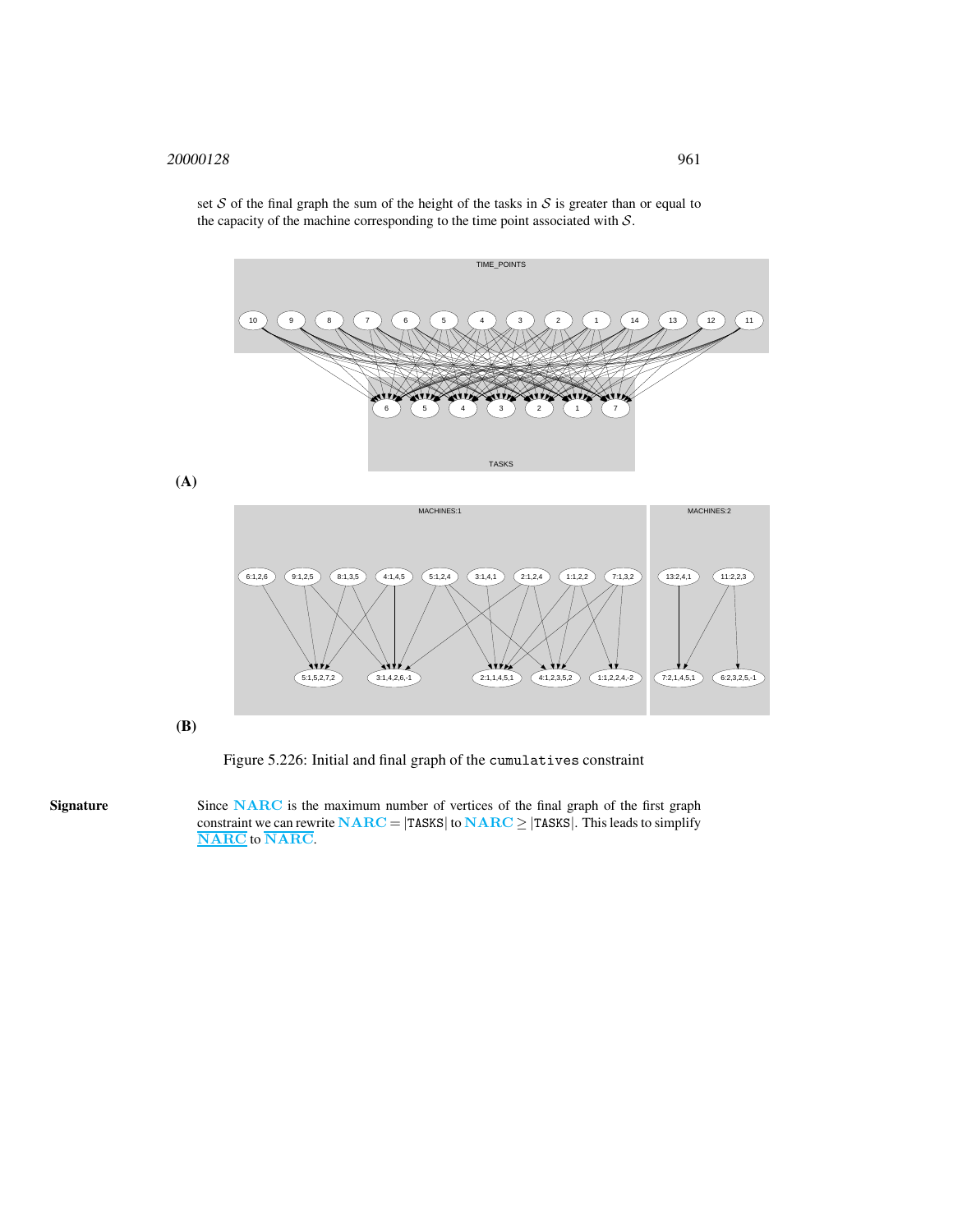set $\mathcal{S}$ of the final graph the sum of the height of the tasks in $\mathcal{S}$ is greater than or equal to the capacity of the machine corresponding to the time point associated with $\mathcal{S}$.

TIME_POINTS

10 9 8 7 6 5 4 3 2 1 14 13 12 11

6 5 4 3 2 1 7

TASKS

**(A)**

MACHINES:1

6:1,2,6 9:1,2,5 8:1,3,5 4:1,4,5 5:1,2,4 3:1,4,1 2:1,2,4 1:1,2,2 7:1,3,2

5:1,5,2,7,2 3:1,4,2,6,-1 2:1,1,4,5,1 4:1,2,3,5,2 1:1,2,2,4,-2

MACHINES:2

13:2,4,1 11:2,2,3

7:2,1,4,5,1 6:2,3,2,5,-1

**(B)**

Figure 5.226: Initial and final graph of the `cumulatives` constraint

**Signature**

Since $\mathbf{NARC}$ is the maximum number of vertices of the final graph of the first graph constraint we can rewrite $\mathbf{NARC} = |\texttt{TASKS}|$ to $\mathbf{NARC} \geq |\texttt{TASKS}|$. This leads to simplify $\underline{\mathbf{NARC}}$ to $\overline{\mathbf{NARC}}$.